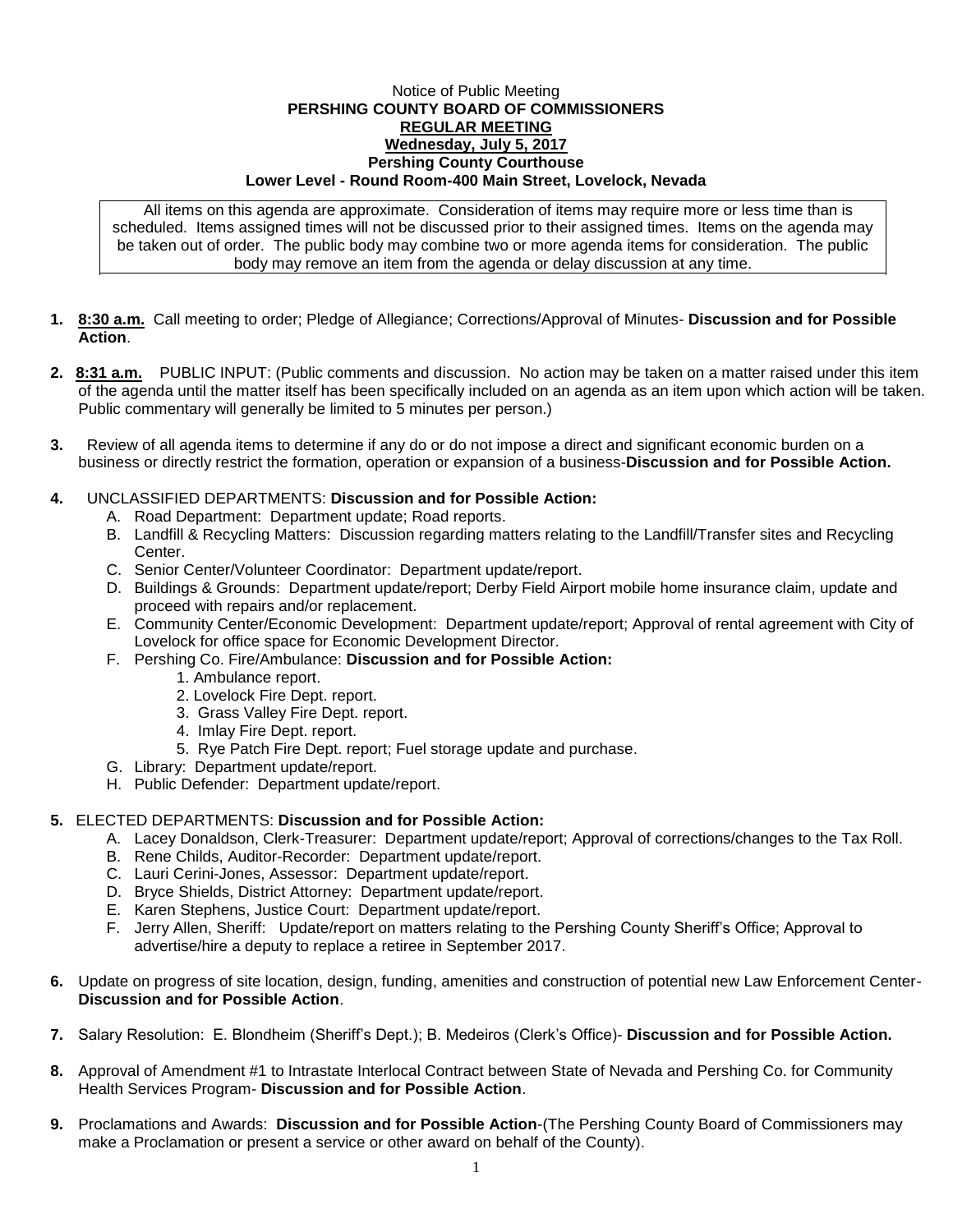Notice of Public Meeting

**PERSHING COUNTY BOARD OF COMMISSIONERS**

**REGULAR MEETING**

**Wednesday, July 5, 2017**

**Pershing County Courthouse**

**Lower Level - Round Room-400 Main Street, Lovelock, Nevada**

All items on this agenda are approximate. Consideration of items may require more or less time than is scheduled. Items assigned times will not be discussed prior to their assigned times. Items on the agenda may be taken out of order. The public body may combine two or more agenda items for consideration. The public body may remove an item from the agenda or delay discussion at any time.

1. **8:30 a.m.** Call meeting to order; Pledge of Allegiance; Corrections/Approval of Minutes- **Discussion and for Possible Action**.

2. **8:31 a.m.** PUBLIC INPUT: (Public comments and discussion. No action may be taken on a matter raised under this item of the agenda until the matter itself has been specifically included on an agenda as an item upon which action will be taken. Public commentary will generally be limited to 5 minutes per person.)

3. Review of all agenda items to determine if any do or do not impose a direct and significant economic burden on a business or directly restrict the formation, operation or expansion of a business-**Discussion and for Possible Action.**

4. UNCLASSIFIED DEPARTMENTS: **Discussion and for Possible Action:**
   - A. Road Department: Department update; Road reports.
   - B. Landfill & Recycling Matters: Discussion regarding matters relating to the Landfill/Transfer sites and Recycling Center.
   - C. Senior Center/Volunteer Coordinator: Department update/report.
   - D. Buildings & Grounds: Department update/report; Derby Field Airport mobile home insurance claim, update and proceed with repairs and/or replacement.
   - E. Community Center/Economic Development: Department update/report; Approval of rental agreement with City of Lovelock for office space for Economic Development Director.
   - F. Pershing Co. Fire/Ambulance: **Discussion and for Possible Action:**
     1. Ambulance report.
     2. Lovelock Fire Dept. report.
     3. Grass Valley Fire Dept. report.
     4. Imlay Fire Dept. report.
     5. Rye Patch Fire Dept. report; Fuel storage update and purchase.
   - G. Library: Department update/report.
   - H. Public Defender: Department update/report.

5. ELECTED DEPARTMENTS: **Discussion and for Possible Action:**
   - A. Lacey Donaldson, Clerk-Treasurer: Department update/report; Approval of corrections/changes to the Tax Roll.
   - B. Rene Childs, Auditor-Recorder: Department update/report.
   - C. Lauri Cerini-Jones, Assessor: Department update/report.
   - D. Bryce Shields, District Attorney: Department update/report.
   - E. Karen Stephens, Justice Court: Department update/report.
   - F. Jerry Allen, Sheriff: Update/report on matters relating to the Pershing County Sheriff's Office; Approval to advertise/hire a deputy to replace a retiree in September 2017.

6. Update on progress of site location, design, funding, amenities and construction of potential new Law Enforcement Center- **Discussion and for Possible Action**.

7. Salary Resolution: E. Blondheim (Sheriff's Dept.); B. Medeiros (Clerk's Office)- **Discussion and for Possible Action.**

8. Approval of Amendment #1 to Intrastate Interlocal Contract between State of Nevada and Pershing Co. for Community Health Services Program- **Discussion and for Possible Action**.

9. Proclamations and Awards: **Discussion and for Possible Action**-(The Pershing County Board of Commissioners may make a Proclamation or present a service or other award on behalf of the County).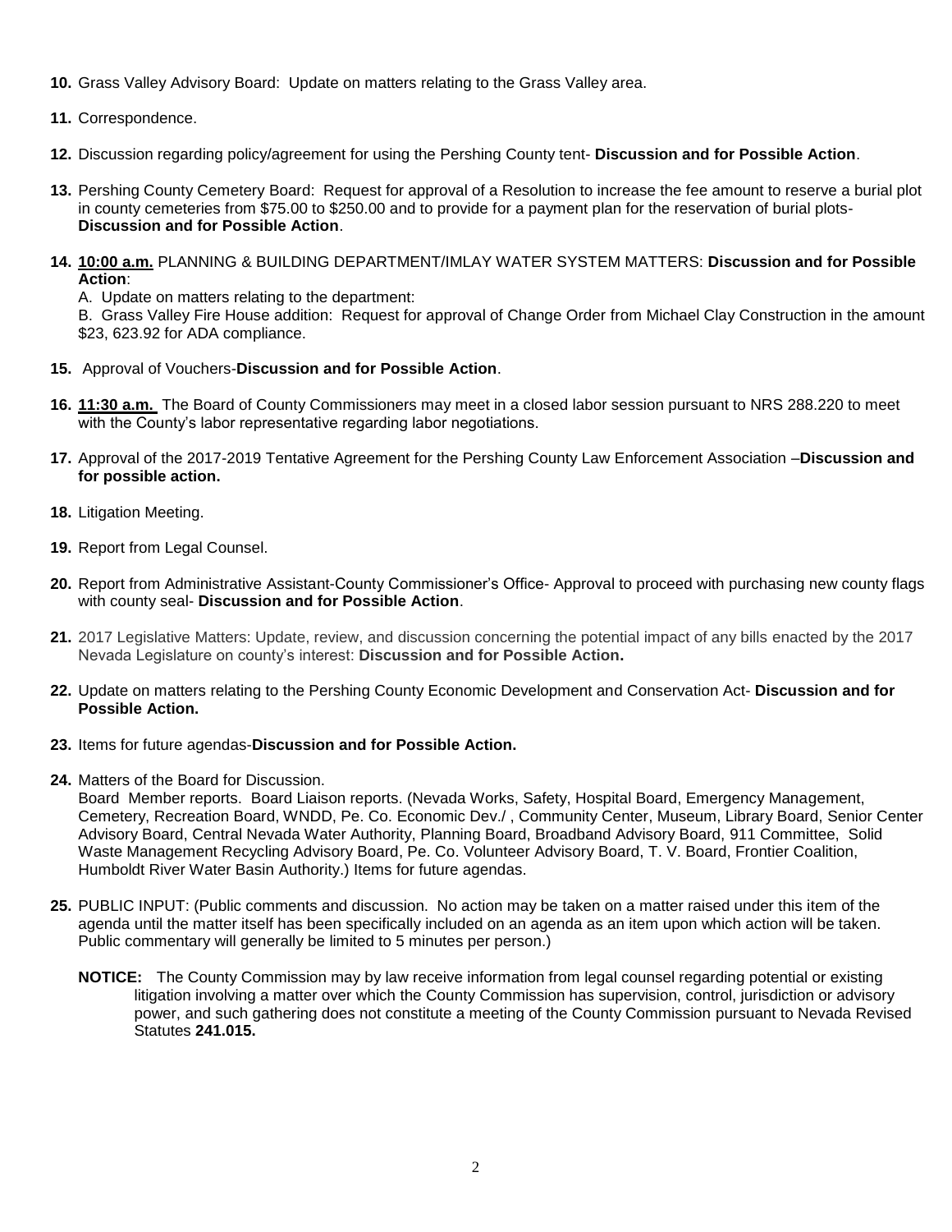**10.** Grass Valley Advisory Board: Update on matters relating to the Grass Valley area.

**11.** Correspondence.

**12.** Discussion regarding policy/agreement for using the Pershing County tent- **Discussion and for Possible Action**.

**13.** Pershing County Cemetery Board: Request for approval of a Resolution to increase the fee amount to reserve a burial plot in county cemeteries from $75.00 to $250.00 and to provide for a payment plan for the reservation of burial plots- **Discussion and for Possible Action**.

**14.** **10:00 a.m.** PLANNING & BUILDING DEPARTMENT/IMLAY WATER SYSTEM MATTERS: **Discussion and for Possible Action**:

A. Update on matters relating to the department:

B. Grass Valley Fire House addition: Request for approval of Change Order from Michael Clay Construction in the amount $23, 623.92 for ADA compliance.

**15.** Approval of Vouchers-**Discussion and for Possible Action**.

**16.** **11:30 a.m.** The Board of County Commissioners may meet in a closed labor session pursuant to NRS 288.220 to meet with the County's labor representative regarding labor negotiations.

**17.** Approval of the 2017-2019 Tentative Agreement for the Pershing County Law Enforcement Association –**Discussion and for possible action.**

**18.** Litigation Meeting.

**19.** Report from Legal Counsel.

**20.** Report from Administrative Assistant-County Commissioner's Office- Approval to proceed with purchasing new county flags with county seal- **Discussion and for Possible Action**.

**21.** 2017 Legislative Matters: Update, review, and discussion concerning the potential impact of any bills enacted by the 2017 Nevada Legislature on county's interest: **Discussion and for Possible Action.**

**22.** Update on matters relating to the Pershing County Economic Development and Conservation Act- **Discussion and for Possible Action.**

**23.** Items for future agendas-**Discussion and for Possible Action.**

**24.** Matters of the Board for Discussion.

Board Member reports. Board Liaison reports. (Nevada Works, Safety, Hospital Board, Emergency Management, Cemetery, Recreation Board, WNDD, Pe. Co. Economic Dev./ , Community Center, Museum, Library Board, Senior Center Advisory Board, Central Nevada Water Authority, Planning Board, Broadband Advisory Board, 911 Committee, Solid Waste Management Recycling Advisory Board, Pe. Co. Volunteer Advisory Board, T. V. Board, Frontier Coalition, Humboldt River Water Basin Authority.) Items for future agendas.

**25.** PUBLIC INPUT: (Public comments and discussion. No action may be taken on a matter raised under this item of the agenda until the matter itself has been specifically included on an agenda as an item upon which action will be taken. Public commentary will generally be limited to 5 minutes per person.)

**NOTICE:** The County Commission may by law receive information from legal counsel regarding potential or existing litigation involving a matter over which the County Commission has supervision, control, jurisdiction or advisory power, and such gathering does not constitute a meeting of the County Commission pursuant to Nevada Revised Statutes **241.015.**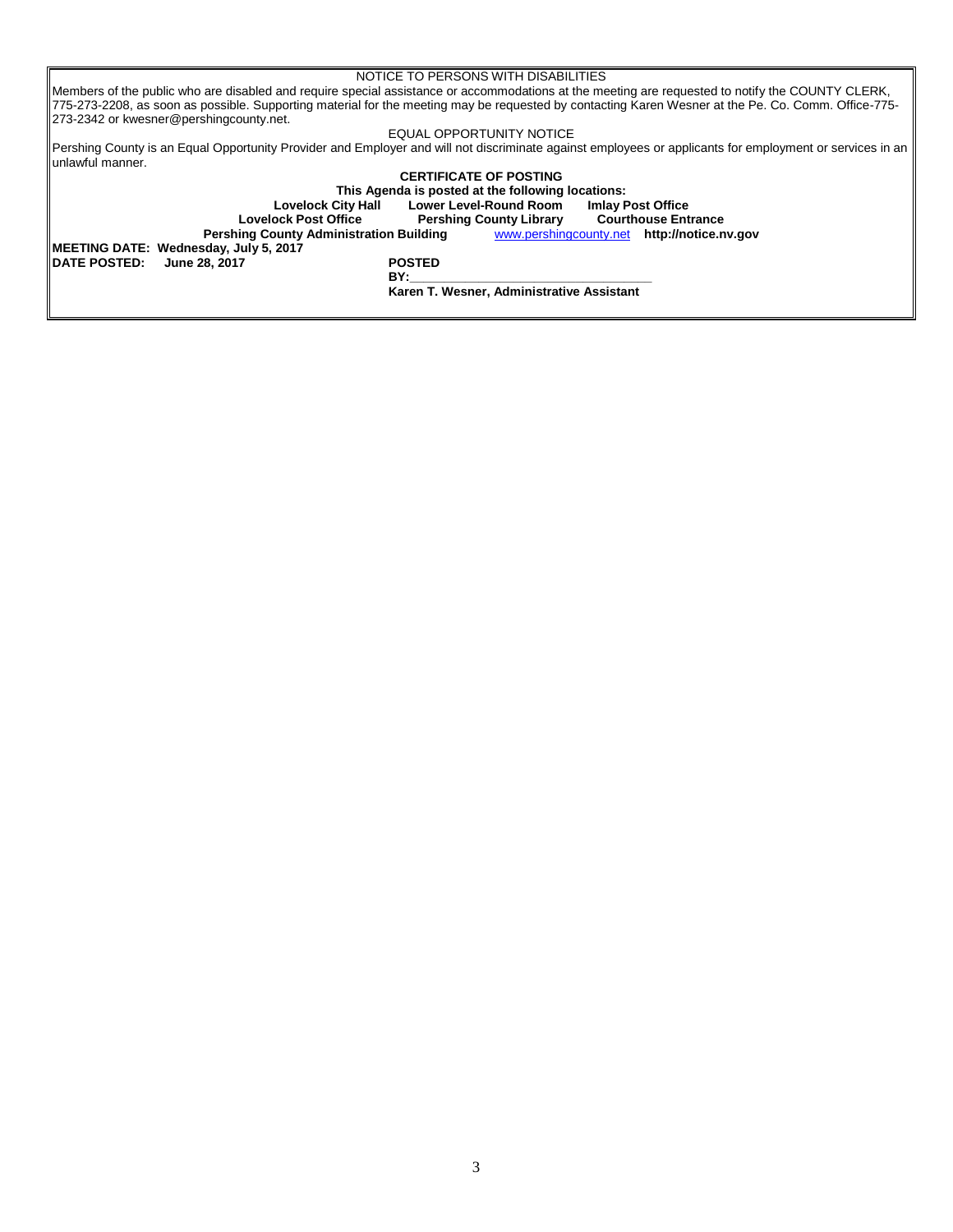NOTICE TO PERSONS WITH DISABILITIES

Members of the public who are disabled and require special assistance or accommodations at the meeting are requested to notify the COUNTY CLERK, 775-273-2208, as soon as possible. Supporting material for the meeting may be requested by contacting Karen Wesner at the Pe. Co. Comm. Office-775-273-2342 or kwesner@pershingcounty.net.

EQUAL OPPORTUNITY NOTICE

Pershing County is an Equal Opportunity Provider and Employer and will not discriminate against employees or applicants for employment or services in an unlawful manner.

**CERTIFICATE OF POSTING**

**This Agenda is posted at the following locations:**

**Lovelock City Hall Lower Level-Round Room Imlay Post Office**

**Lovelock Post Office Pershing County Library Courthouse Entrance**

**Pershing County Administration Building** www.pershingcounty.net **http://notice.nv.gov**

**MEETING DATE: Wednesday, July 5, 2017**

**DATE POSTED: June 28, 2017**

**POSTED BY:**___________________________________

**Karen T. Wesner, Administrative Assistant**